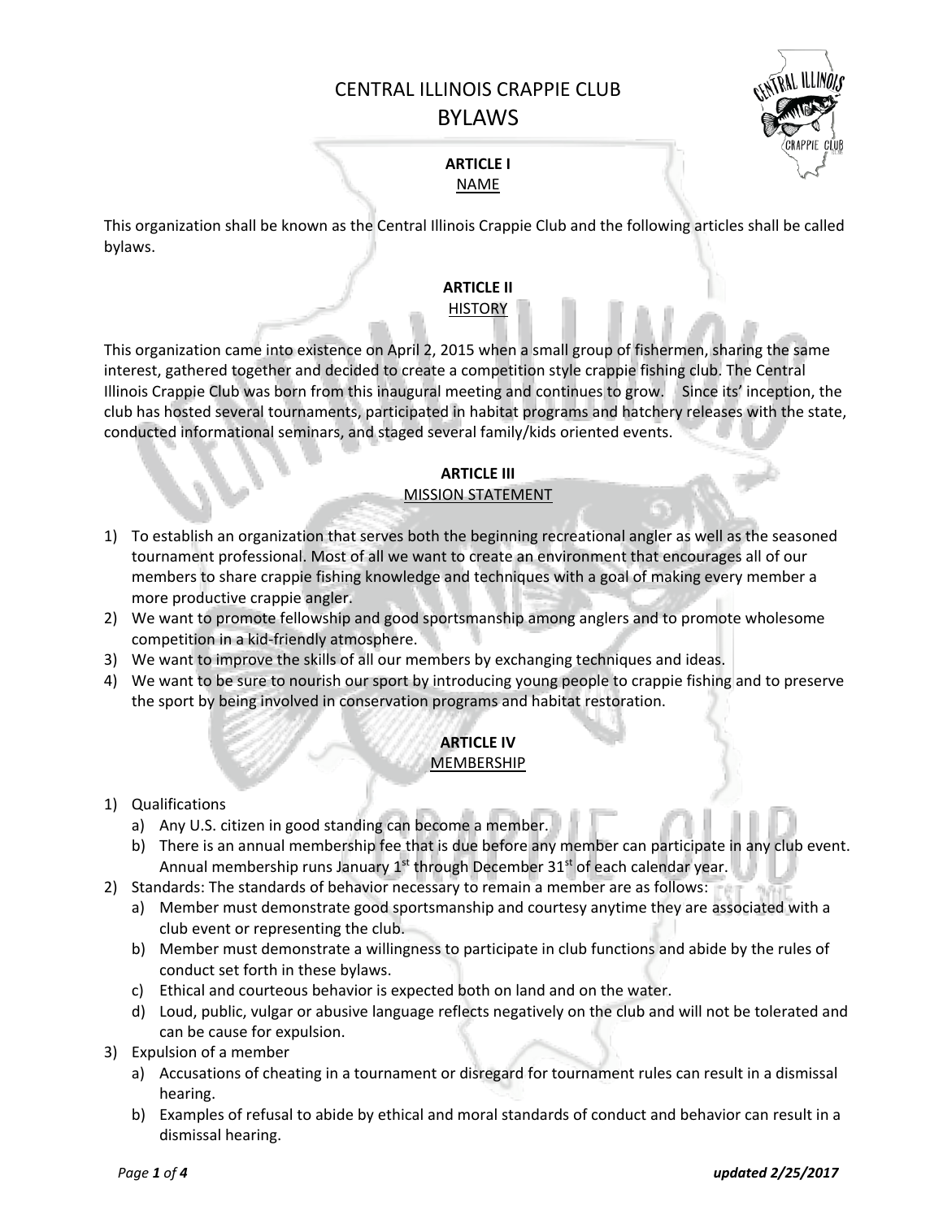# CENTRAL ILLINOIS CRAPPIE CLUB
# BYLAWS

## ARTICLE I
### NAME

This organization shall be known as the Central Illinois Crappie Club and the following articles shall be called bylaws.

## ARTICLE II
### HISTORY

This organization came into existence on April 2, 2015 when a small group of fishermen, sharing the same interest, gathered together and decided to create a competition style crappie fishing club. The Central Illinois Crappie Club was born from this inaugural meeting and continues to grow.   Since its' inception, the club has hosted several tournaments, participated in habitat programs and hatchery releases with the state, conducted informational seminars, and staged several family/kids oriented events.

## ARTICLE III
### MISSION STATEMENT

1) To establish an organization that serves both the beginning recreational angler as well as the seasoned tournament professional. Most of all we want to create an environment that encourages all of our members to share crappie fishing knowledge and techniques with a goal of making every member a more productive crappie angler.
2) We want to promote fellowship and good sportsmanship among anglers and to promote wholesome competition in a kid-friendly atmosphere.
3) We want to improve the skills of all our members by exchanging techniques and ideas.
4) We want to be sure to nourish our sport by introducing young people to crappie fishing and to preserve the sport by being involved in conservation programs and habitat restoration.

## ARTICLE IV
### MEMBERSHIP

1) Qualifications
   a) Any U.S. citizen in good standing can become a member.
   b) There is an annual membership fee that is due before any member can participate in any club event. Annual membership runs January 1st through December 31st of each calendar year.
2) Standards: The standards of behavior necessary to remain a member are as follows:
   a) Member must demonstrate good sportsmanship and courtesy anytime they are associated with a club event or representing the club.
   b) Member must demonstrate a willingness to participate in club functions and abide by the rules of conduct set forth in these bylaws.
   c) Ethical and courteous behavior is expected both on land and on the water.
   d) Loud, public, vulgar or abusive language reflects negatively on the club and will not be tolerated and can be cause for expulsion.
3) Expulsion of a member
   a) Accusations of cheating in a tournament or disregard for tournament rules can result in a dismissal hearing.
   b) Examples of refusal to abide by ethical and moral standards of conduct and behavior can result in a dismissal hearing.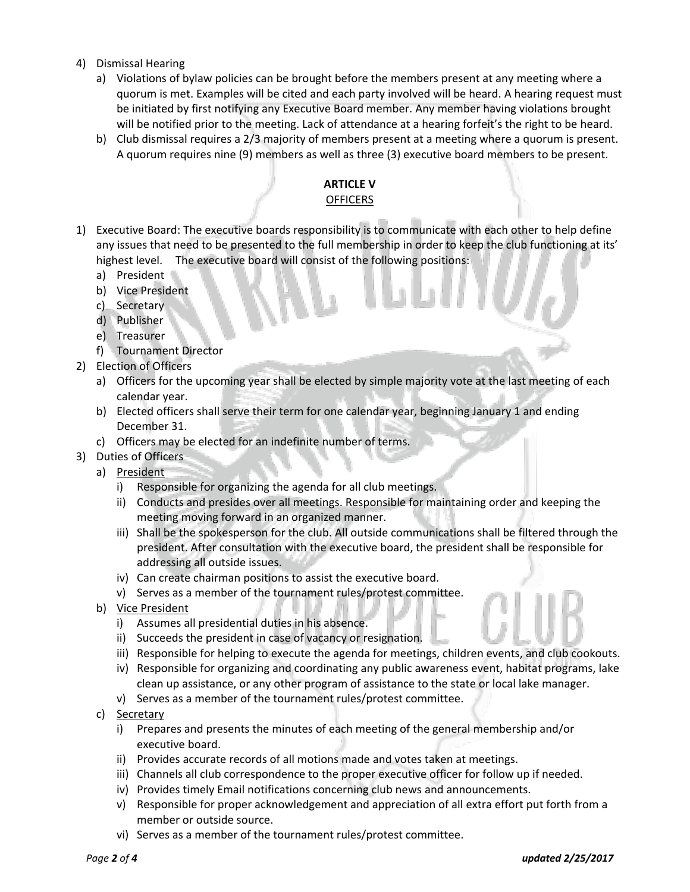4) Dismissal Hearing
   a) Violations of bylaw policies can be brought before the members present at any meeting where a quorum is met. Examples will be cited and each party involved will be heard. A hearing request must be initiated by first notifying any Executive Board member. Any member having violations brought will be notified prior to the meeting. Lack of attendance at a hearing forfeit's the right to be heard.
   b) Club dismissal requires a 2/3 majority of members present at a meeting where a quorum is present. A quorum requires nine (9) members as well as three (3) executive board members to be present.

## ARTICLE V

<u>OFFICERS</u>

1) Executive Board: The executive boards responsibility is to communicate with each other to help define any issues that need to be presented to the full membership in order to keep the club functioning at its' highest level. The executive board will consist of the following positions:
   a) President
   b) Vice President
   c) Secretary
   d) Publisher
   e) Treasurer
   f) Tournament Director
2) Election of Officers
   a) Officers for the upcoming year shall be elected by simple majority vote at the last meeting of each calendar year.
   b) Elected officers shall serve their term for one calendar year, beginning January 1 and ending December 31.
   c) Officers may be elected for an indefinite number of terms.
3) Duties of Officers
   a) <u>President</u>
      i) Responsible for organizing the agenda for all club meetings.
      ii) Conducts and presides over all meetings. Responsible for maintaining order and keeping the meeting moving forward in an organized manner.
      iii) Shall be the spokesperson for the club. All outside communications shall be filtered through the president. After consultation with the executive board, the president shall be responsible for addressing all outside issues.
      iv) Can create chairman positions to assist the executive board.
      v) Serves as a member of the tournament rules/protest committee.
   b) <u>Vice President</u>
      i) Assumes all presidential duties in his absence.
      ii) Succeeds the president in case of vacancy or resignation.
      iii) Responsible for helping to execute the agenda for meetings, children events, and club cookouts.
      iv) Responsible for organizing and coordinating any public awareness event, habitat programs, lake clean up assistance, or any other program of assistance to the state or local lake manager.
      v) Serves as a member of the tournament rules/protest committee.
   c) <u>Secretary</u>
      i) Prepares and presents the minutes of each meeting of the general membership and/or executive board.
      ii) Provides accurate records of all motions made and votes taken at meetings.
      iii) Channels all club correspondence to the proper executive officer for follow up if needed.
      iv) Provides timely Email notifications concerning club news and announcements.
      v) Responsible for proper acknowledgement and appreciation of all extra effort put forth from a member or outside source.
      vi) Serves as a member of the tournament rules/protest committee.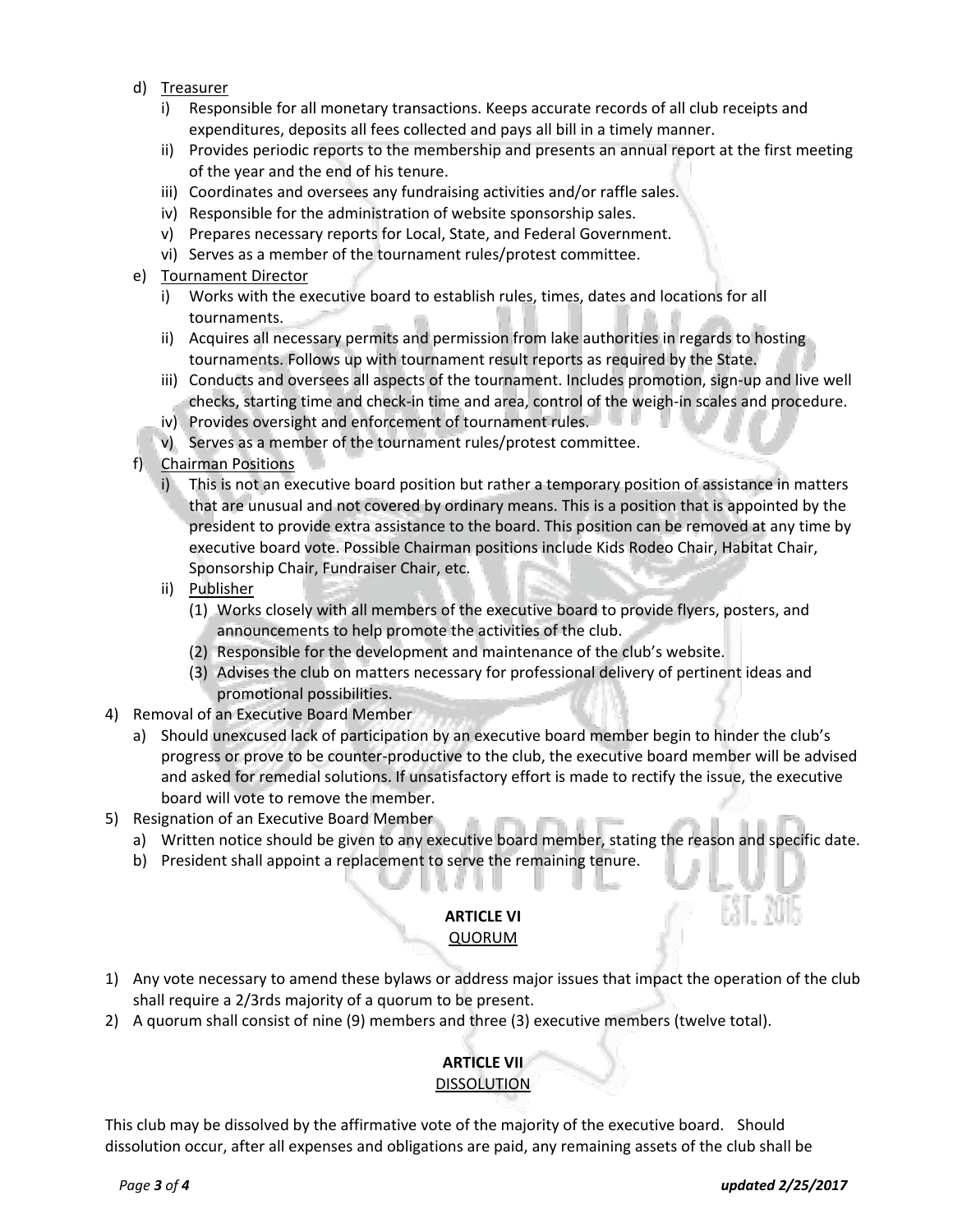d) Treasurer
    i) Responsible for all monetary transactions. Keeps accurate records of all club receipts and expenditures, deposits all fees collected and pays all bill in a timely manner.
    ii) Provides periodic reports to the membership and presents an annual report at the first meeting of the year and the end of his tenure.
    iii) Coordinates and oversees any fundraising activities and/or raffle sales.
    iv) Responsible for the administration of website sponsorship sales.
    v) Prepares necessary reports for Local, State, and Federal Government.
    vi) Serves as a member of the tournament rules/protest committee.

e) Tournament Director
    i) Works with the executive board to establish rules, times, dates and locations for all tournaments.
    ii) Acquires all necessary permits and permission from lake authorities in regards to hosting tournaments. Follows up with tournament result reports as required by the State.
    iii) Conducts and oversees all aspects of the tournament. Includes promotion, sign-up and live well checks, starting time and check-in time and area, control of the weigh-in scales and procedure.
    iv) Provides oversight and enforcement of tournament rules.
    v) Serves as a member of the tournament rules/protest committee.

f) Chairman Positions
    i) This is not an executive board position but rather a temporary position of assistance in matters that are unusual and not covered by ordinary means. This is a position that is appointed by the president to provide extra assistance to the board. This position can be removed at any time by executive board vote. Possible Chairman positions include Kids Rodeo Chair, Habitat Chair, Sponsorship Chair, Fundraiser Chair, etc.
    ii) Publisher
        (1) Works closely with all members of the executive board to provide flyers, posters, and announcements to help promote the activities of the club.
        (2) Responsible for the development and maintenance of the club's website.
        (3) Advises the club on matters necessary for professional delivery of pertinent ideas and promotional possibilities.

4) Removal of an Executive Board Member
    a) Should unexcused lack of participation by an executive board member begin to hinder the club's progress or prove to be counter-productive to the club, the executive board member will be advised and asked for remedial solutions. If unsatisfactory effort is made to rectify the issue, the executive board will vote to remove the member.

5) Resignation of an Executive Board Member
    a) Written notice should be given to any executive board member, stating the reason and specific date.
    b) President shall appoint a replacement to serve the remaining tenure.

## ARTICLE VI
### QUORUM

1) Any vote necessary to amend these bylaws or address major issues that impact the operation of the club shall require a 2/3rds majority of a quorum to be present.
2) A quorum shall consist of nine (9) members and three (3) executive members (twelve total).

## ARTICLE VII
### DISSOLUTION

This club may be dissolved by the affirmative vote of the majority of the executive board. Should dissolution occur, after all expenses and obligations are paid, any remaining assets of the club shall be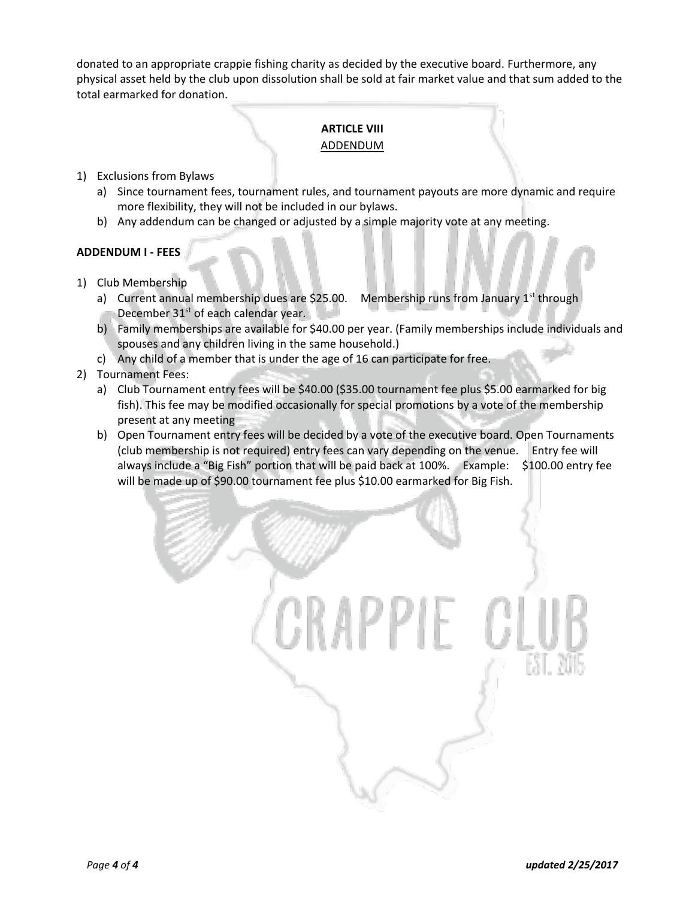donated to an appropriate crappie fishing charity as decided by the executive board. Furthermore, any physical asset held by the club upon dissolution shall be sold at fair market value and that sum added to the total earmarked for donation.

## ARTICLE VIII

ADDENDUM

1) Exclusions from Bylaws
   a) Since tournament fees, tournament rules, and tournament payouts are more dynamic and require more flexibility, they will not be included in our bylaws.
   b) Any addendum can be changed or adjusted by a simple majority vote at any meeting.

**ADDENDUM I - FEES**

1) Club Membership
   a) Current annual membership dues are $25.00. Membership runs from January 1st through December 31st of each calendar year.
   b) Family memberships are available for $40.00 per year. (Family memberships include individuals and spouses and any children living in the same household.)
   c) Any child of a member that is under the age of 16 can participate for free.
2) Tournament Fees:
   a) Club Tournament entry fees will be $40.00 ($35.00 tournament fee plus $5.00 earmarked for big fish). This fee may be modified occasionally for special promotions by a vote of the membership present at any meeting
   b) Open Tournament entry fees will be decided by a vote of the executive board. Open Tournaments (club membership is not required) entry fees can vary depending on the venue. Entry fee will always include a "Big Fish" portion that will be paid back at 100%. Example: $100.00 entry fee will be made up of $90.00 tournament fee plus $10.00 earmarked for Big Fish.